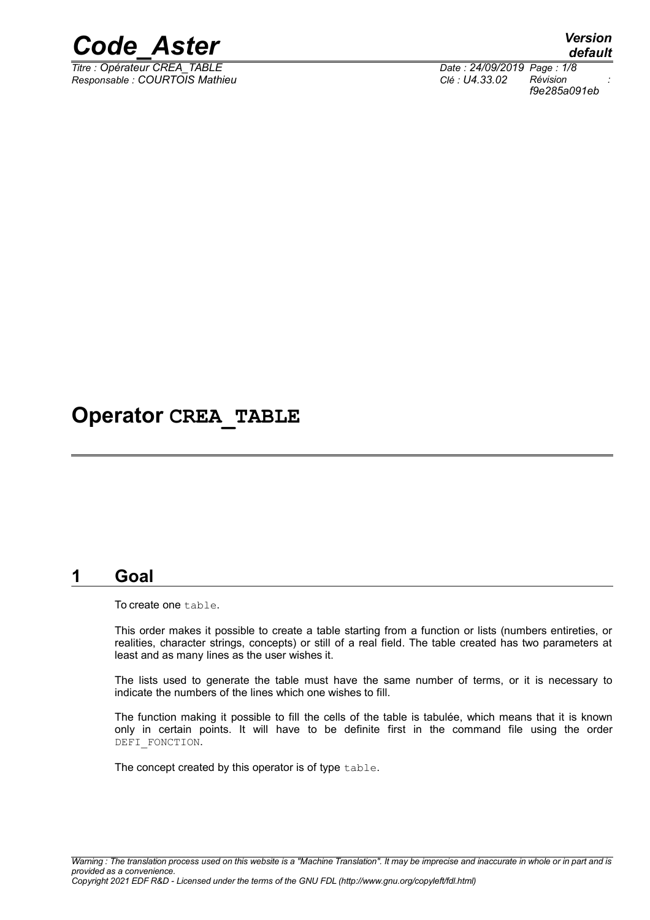# Operator CREA_TABLE

## 1 Goal

To create one table.

This order makes it possible to create a table starting from a function or lists (numbers entireties, or realities, character strings, concepts) or still of a real field. The table created has two parameters at least and as many lines as the user wishes it.

The lists used to generate the table must have the same number of terms, or it is necessary to indicate the numbers of the lines which one wishes to fill.

The function making it possible to fill the cells of the table is tabulée, which means that it is known only in certain points. It will have to be definite first in the command file using the order DEFI_FONCTION.

The concept created by this operator is of type table.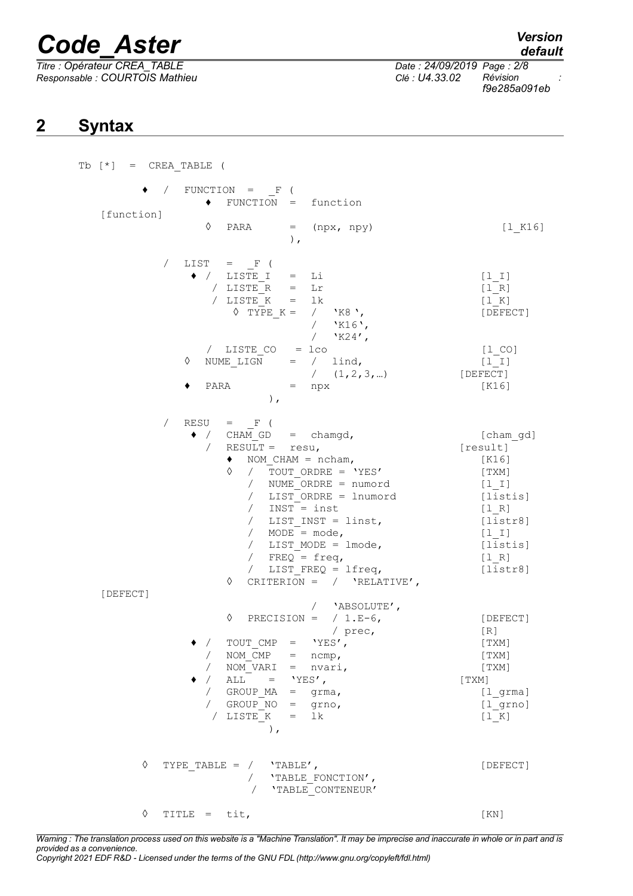# 2 Syntax

```
Tb [*]  =  CREA_TABLE (

        ♦  /  FUNCTION  =  _F (
                ♦  FUNCTION  =  function                    [function]
                ◊  PARA      =  (npx, npy)                  [l_K16]
                            ),

           /  LIST  =  _F (
              ♦ /  LISTE_I   =  Li                          [l_I]
                /  LISTE_R   =  Lr                          [l_R]
                /  LISTE_K   =  lk                          [l_K]
                    ◊ TYPE_K =  /  'K8 ',                   [DEFECT]
                                /  'K16',
                                /  'K24',
                /  LISTE_CO   = lco                         [l_CO]
              ◊  NUME_LIGN    =  /  lind,                   [l_I]
                                 /  (1,2,3,…)               [DEFECT]
              ♦  PARA         =  npx                        [K16]
                        ),

           /  RESU  =  _F (
              ♦ /  CHAM_GD  =  chamgd,                      [cham_gd]
                /  RESULT =  resu,                          [result]
                    ♦  NOM_CHAM = ncham,                    [K16]
                    ◊  /  TOUT_ORDRE = 'YES'                [TXM]
                       /  NUME_ORDRE = numord               [l_I]
                       /  LIST_ORDRE = lnumord              [listis]
                       /  INST = inst                       [l_R]
                       /  LIST_INST = linst,                [listr8]
                       /  MODE = mode,                      [l_I]
                       /  LIST_MODE = lmode,                [listis]
                       /  FREQ = freq,                      [l_R]
                       /  LIST_FREQ = lfreq,                [listr8]
                    ◊  CRITERION =  /  'RELATIVE',          [DEFECT]
                                    /  'ABSOLUTE',
                    ◊  PRECISION =  / 1.E-6,                [DEFECT]
                                    / prec,                 [R]
              ♦ /  TOUT_CMP  =  'YES',                      [TXM]
                /  NOM_CMP   =  ncmp,                       [TXM]
                /  NOM_VARI  =  nvari,                      [TXM]
              ♦ /  ALL    =  'YES',                         [TXM]
                /  GROUP_MA  =  grma,                       [l_grma]
                /  GROUP_NO  =  grno,                       [l_grno]
                /  LISTE_K   =  lk                          [l_K]
                        ),

        ◊  TYPE_TABLE =  /  'TABLE',                        [DEFECT]
                         /  'TABLE_FONCTION',
                         /  'TABLE_CONTENEUR'

        ◊  TITLE  =  tit,                                   [KN]
```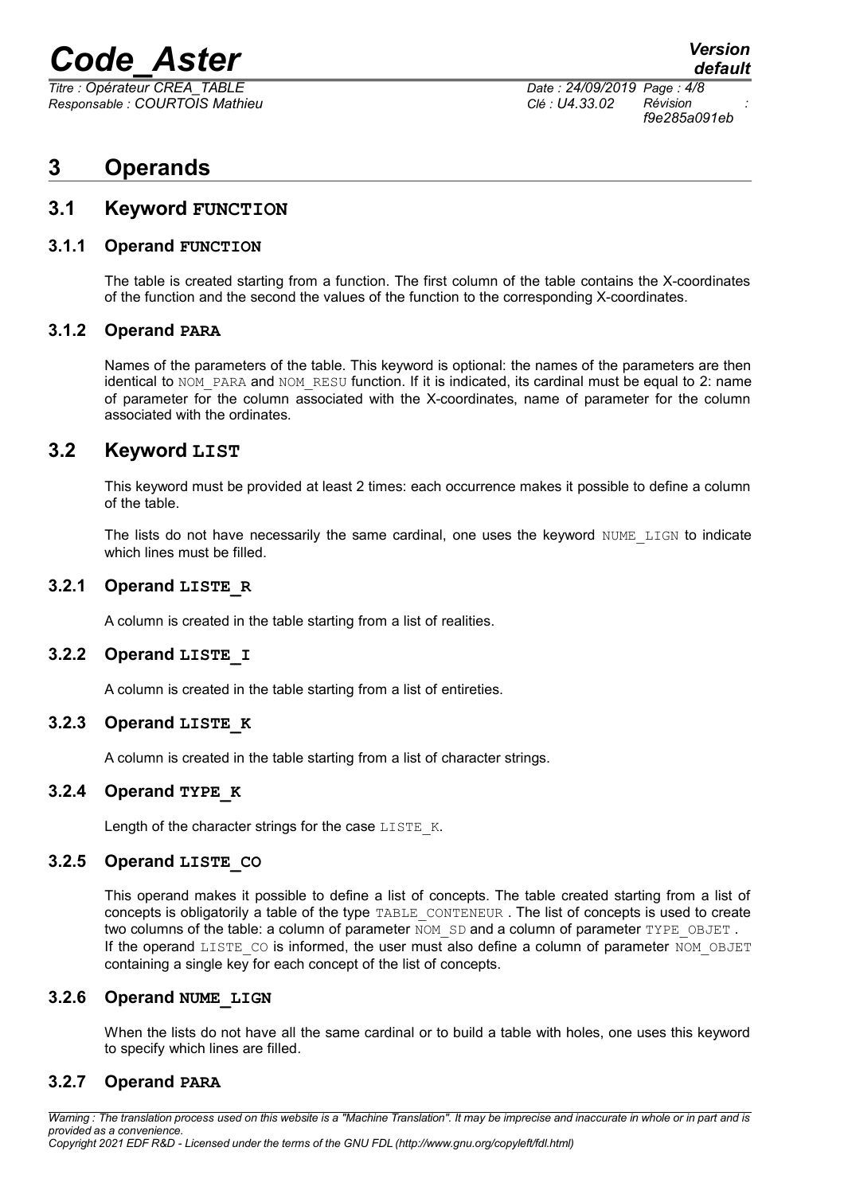# 3 Operands

## 3.1 Keyword FUNCTION

### 3.1.1 Operand FUNCTION

The table is created starting from a function. The first column of the table contains the X-coordinates of the function and the second the values of the function to the corresponding X-coordinates.

### 3.1.2 Operand PARA

Names of the parameters of the table. This keyword is optional: the names of the parameters are then identical to NOM_PARA and NOM_RESU function. If it is indicated, its cardinal must be equal to 2: name of parameter for the column associated with the X-coordinates, name of parameter for the column associated with the ordinates.

## 3.2 Keyword LIST

This keyword must be provided at least 2 times: each occurrence makes it possible to define a column of the table.

The lists do not have necessarily the same cardinal, one uses the keyword NUME_LIGN to indicate which lines must be filled.

### 3.2.1 Operand LISTE_R

A column is created in the table starting from a list of realities.

### 3.2.2 Operand LISTE_I

A column is created in the table starting from a list of entireties.

### 3.2.3 Operand LISTE_K

A column is created in the table starting from a list of character strings.

### 3.2.4 Operand TYPE_K

Length of the character strings for the case LISTE_K.

### 3.2.5 Operand LISTE_CO

This operand makes it possible to define a list of concepts. The table created starting from a list of concepts is obligatorily a table of the type TABLE_CONTENEUR . The list of concepts is used to create two columns of the table: a column of parameter NOM_SD and a column of parameter TYPE_OBJET .
If the operand LISTE_CO is informed, the user must also define a column of parameter NOM_OBJET containing a single key for each concept of the list of concepts.

### 3.2.6 Operand NUME_LIGN

When the lists do not have all the same cardinal or to build a table with holes, one uses this keyword to specify which lines are filled.

### 3.2.7 Operand PARA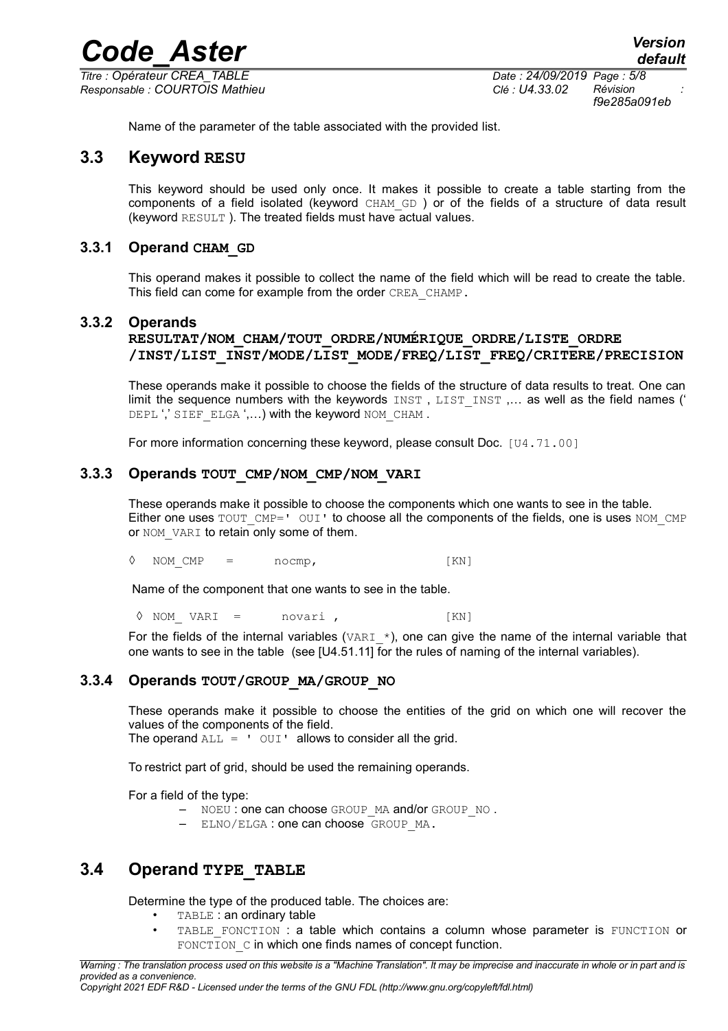Name of the parameter of the table associated with the provided list.

## 3.3 Keyword RESU

This keyword should be used only once. It makes it possible to create a table starting from the components of a field isolated (keyword CHAM_GD ) or of the fields of a structure of data result (keyword RESULT ). The treated fields must have actual values.

### 3.3.1 Operand CHAM_GD

This operand makes it possible to collect the name of the field which will be read to create the table. This field can come for example from the order CREA_CHAMP.

### 3.3.2 Operands RESULTAT/NOM_CHAM/TOUT_ORDRE/NUMÉRIQUE_ORDRE/LISTE_ORDRE /INST/LIST_INST/MODE/LIST_MODE/FREQ/LIST_FREQ/CRITERE/PRECISION

These operands make it possible to choose the fields of the structure of data results to treat. One can limit the sequence numbers with the keywords INST , LIST_INST ,… as well as the field names (' DEPL ',' SIEF_ELGA ',…) with the keyword NOM_CHAM .

For more information concerning these keyword, please consult Doc. [U4.71.00]

### 3.3.3 Operands TOUT_CMP/NOM_CMP/NOM_VARI

These operands make it possible to choose the components which one wants to see in the table. Either one uses TOUT_CMP=' OUI' to choose all the components of the fields, one is uses NOM_CMP or NOM_VARI to retain only some of them.

◊ NOM_CMP = nocmp, [KN]

Name of the component that one wants to see in the table.

◊ NOM_ VARI = novari , [KN]

For the fields of the internal variables (VARI_*), one can give the name of the internal variable that one wants to see in the table (see [U4.51.11] for the rules of naming of the internal variables).

### 3.3.4 Operands TOUT/GROUP_MA/GROUP_NO

These operands make it possible to choose the entities of the grid on which one will recover the values of the components of the field.
The operand ALL = ' OUI' allows to consider all the grid.

To restrict part of grid, should be used the remaining operands.

For a field of the type:

- NOEU : one can choose GROUP_MA and/or GROUP_NO .
- ELNO/ELGA : one can choose GROUP_MA.

## 3.4 Operand TYPE_TABLE

Determine the type of the produced table. The choices are:

- TABLE : an ordinary table
- TABLE_FONCTION : a table which contains a column whose parameter is FUNCTION or FONCTION_C in which one finds names of concept function.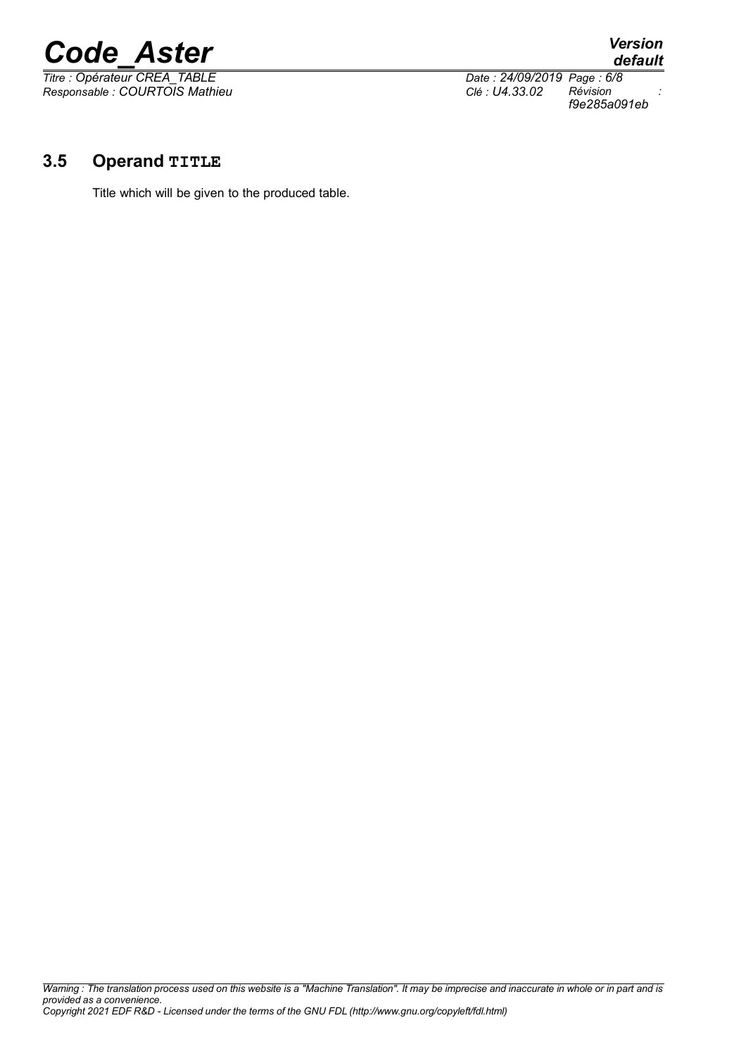### 3.5 Operand TITLE

Title which will be given to the produced table.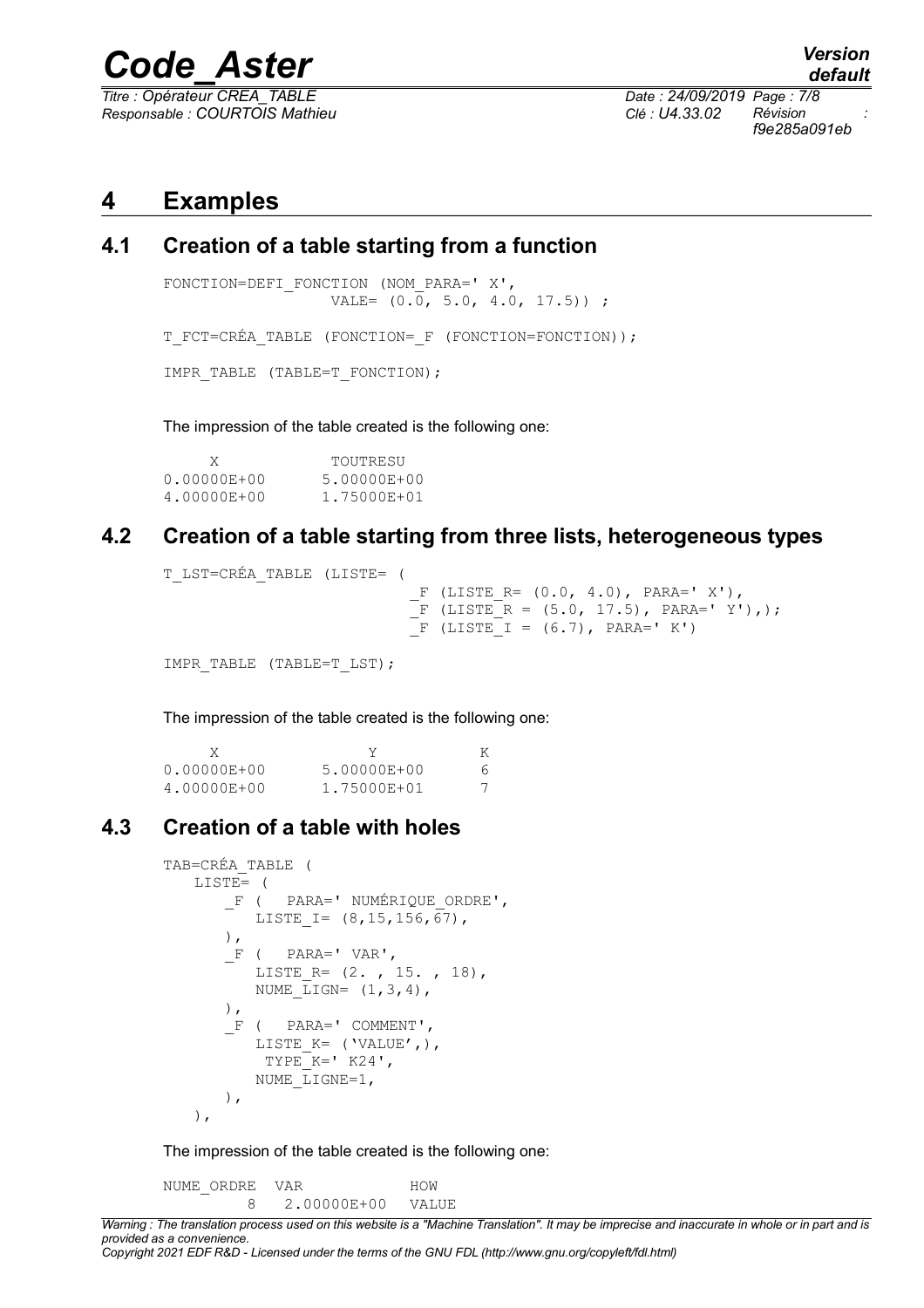# 4 Examples

## 4.1 Creation of a table starting from a function

```
FONCTION=DEFI_FONCTION (NOM_PARA=' X',
                 VALE= (0.0, 5.0, 4.0, 17.5)) ;

T_FCT=CRÉA_TABLE (FONCTION=_F (FONCTION=FONCTION));

IMPR_TABLE (TABLE=T_FONCTION);
```

The impression of the table created is the following one:

```
     X            TOUTRESU
0.00000E+00     5.00000E+00
4.00000E+00     1.75000E+01
```

## 4.2 Creation of a table starting from three lists, heterogeneous types

```
T_LST=CRÉA_TABLE (LISTE= (
                          _F (LISTE_R= (0.0, 4.0), PARA=' X'),
                          _F (LISTE_R = (5.0, 17.5), PARA=' Y'),);
                          _F (LISTE_I = (6.7), PARA=' K')

IMPR_TABLE (TABLE=T_LST);
```

The impression of the table created is the following one:

```
     X               Y            K
0.00000E+00     5.00000E+00      6
4.00000E+00     1.75000E+01      7
```

## 4.3 Creation of a table with holes

```
TAB=CRÉA_TABLE (
   LISTE= (
      _F (  PARA=' NUMÉRIQUE_ORDRE',
         LISTE_I= (8,15,156,67),
      ),
      _F (  PARA=' VAR',
         LISTE_R= (2. , 15. , 18),
         NUME_LIGN= (1,3,4),
      ),
      _F (  PARA=' COMMENT',
         LISTE_K= ('VALUE',),
          TYPE_K=' K24',
         NUME_LIGNE=1,
      ),
   ),
```

The impression of the table created is the following one:

```
NUME_ORDRE  VAR            HOW
         8   2.00000E+00   VALUE
```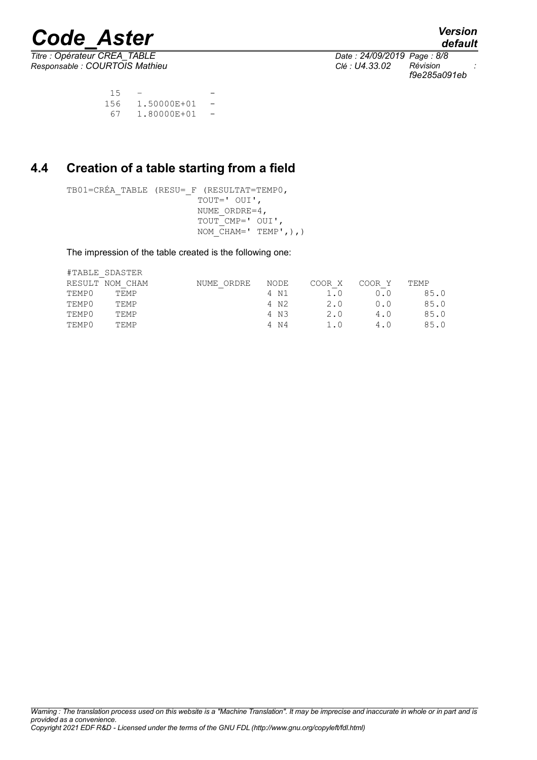```
 15   -             -
156   1.50000E+01   -
 67   1.80000E+01   -
```

## 4.4 Creation of a table starting from a field

```
TB01=CRÉA_TABLE (RESU=_F (RESULTAT=TEMP0,
                         TOUT=' OUI',
                         NUME_ORDRE=4,
                         TOUT_CMP=' OUI',
                         NOM_CHAM=' TEMP',),)
```

The impression of the table created is the following one:

```
#TABLE_SDASTER
RESULT NOM_CHAM          NUME_ORDRE   NODE    COOR_X   COOR_Y   TEMP
TEMP0    TEMP                         4 N1       1.0      0.0     85.0
TEMP0    TEMP                         4 N2       2.0      0.0     85.0
TEMP0    TEMP                         4 N3       2.0      4.0     85.0
TEMP0    TEMP                         4 N4       1.0      4.0     85.0
```